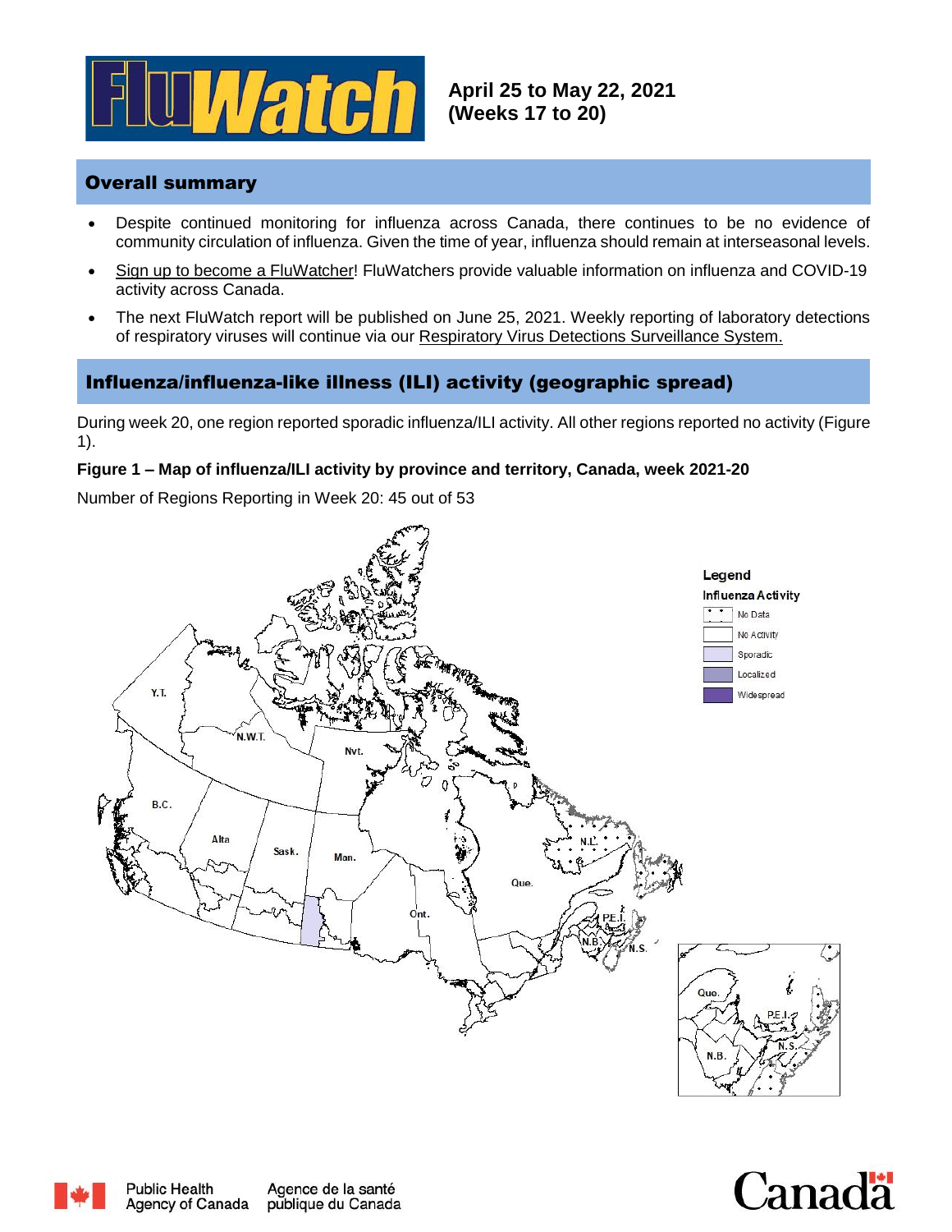# FluWatch

**April 25 to May 22, 2021 (Weeks 17 to 20)**

## Overall summary

- Despite continued monitoring for influenza across Canada, there continues to be no evidence of community circulation of influenza. Given the time of year, influenza should remain at interseasonal levels.
- Sign up to become a FluWatcher! FluWatchers provide valuable information on influenza and COVID-19 activity across Canada.
- The next FluWatch report will be published on June 25, 2021. Weekly reporting of laboratory detections of respiratory viruses will continue via our Respiratory Virus Detections Surveillance System.

## Influenza/influenza-like illness (ILI) activity (geographic spread)

During week 20, one region reported sporadic influenza/ILI activity. All other regions reported no activity (Figure 1).

**Figure 1 – Map of influenza/ILI activity by province and territory, Canada, week 2021-20**

Number of Regions Reporting in Week 20: 45 out of 53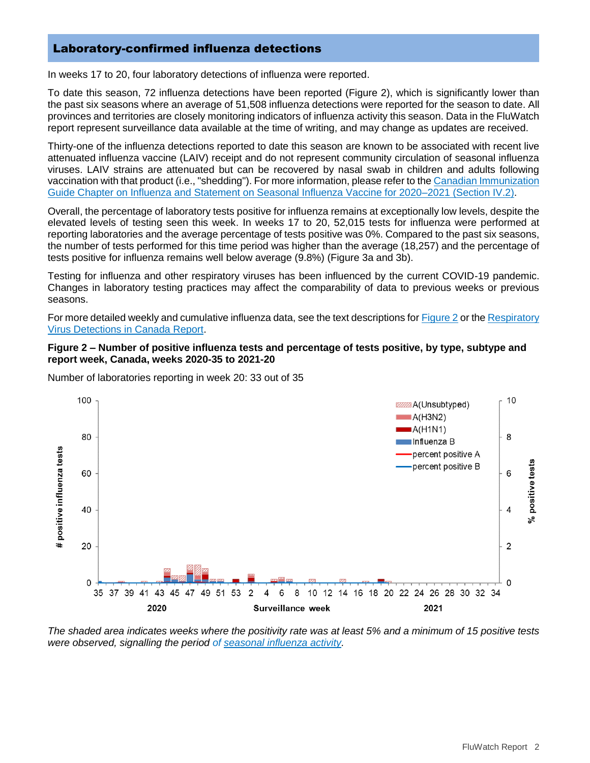## Laboratory-confirmed influenza detections

In weeks 17 to 20, four laboratory detections of influenza were reported.

To date this season, 72 influenza detections have been reported (Figure 2), which is significantly lower than the past six seasons where an average of 51,508 influenza detections were reported for the season to date. All provinces and territories are closely monitoring indicators of influenza activity this season. Data in the FluWatch report represent surveillance data available at the time of writing, and may change as updates are received.

Thirty-one of the influenza detections reported to date this season are known to be associated with recent live attenuated influenza vaccine (LAIV) receipt and do not represent community circulation of seasonal influenza viruses. LAIV strains are attenuated but can be recovered by nasal swab in children and adults following vaccination with that product (i.e., "shedding"). For more information, please refer to the Canadian Immunization Guide Chapter on Influenza and Statement on Seasonal Influenza Vaccine for 2020–2021 (Section IV.2).

Overall, the percentage of laboratory tests positive for influenza remains at exceptionally low levels, despite the elevated levels of testing seen this week. In weeks 17 to 20, 52,015 tests for influenza were performed at reporting laboratories and the average percentage of tests positive was 0%. Compared to the past six seasons, the number of tests performed for this time period was higher than the average (18,257) and the percentage of tests positive for influenza remains well below average (9.8%) (Figure 3a and 3b).

Testing for influenza and other respiratory viruses has been influenced by the current COVID-19 pandemic. Changes in laboratory testing practices may affect the comparability of data to previous weeks or previous seasons.

For more detailed weekly and cumulative influenza data, see the text descriptions for Figure 2 or the Respiratory Virus Detections in Canada Report.

**Figure 2 – Number of positive influenza tests and percentage of tests positive, by type, subtype and report week, Canada, weeks 2020-35 to 2021-20**

Number of laboratories reporting in week 20: 33 out of 35

*The shaded area indicates weeks where the positivity rate was at least 5% and a minimum of 15 positive tests were observed, signalling the period of seasonal influenza activity.*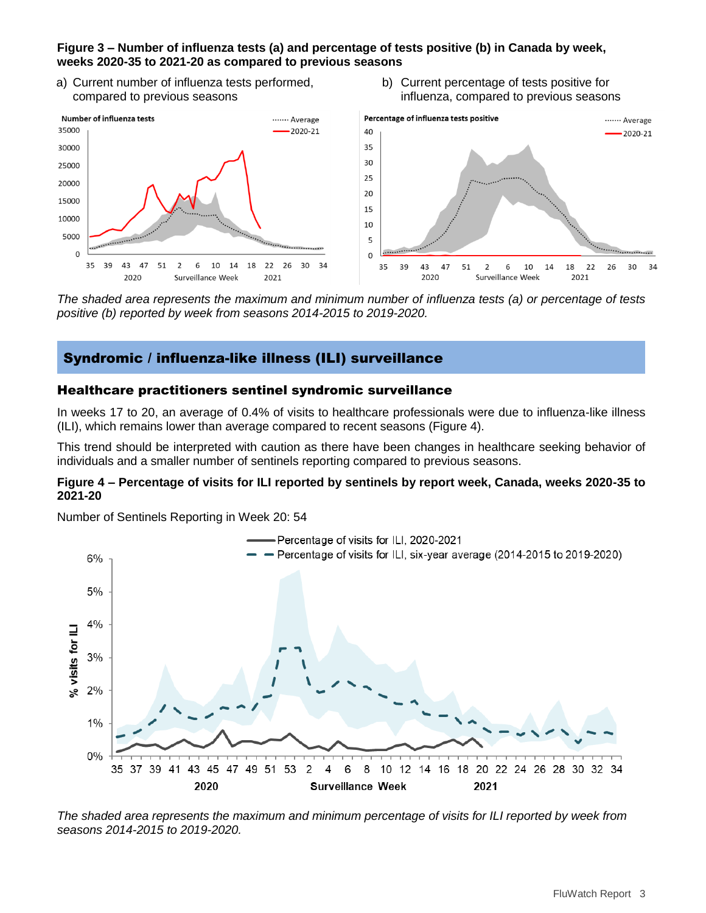**Figure 3 – Number of influenza tests (a) and percentage of tests positive (b) in Canada by week, weeks 2020-35 to 2021-20 as compared to previous seasons**

a) Current number of influenza tests performed, compared to previous seasons

b) Current percentage of tests positive for influenza, compared to previous seasons

*The shaded area represents the maximum and minimum number of influenza tests (a) or percentage of tests positive (b) reported by week from seasons 2014-2015 to 2019-2020.*

## Syndromic / influenza-like illness (ILI) surveillance

### Healthcare practitioners sentinel syndromic surveillance

In weeks 17 to 20, an average of 0.4% of visits to healthcare professionals were due to influenza-like illness (ILI), which remains lower than average compared to recent seasons (Figure 4).

This trend should be interpreted with caution as there have been changes in healthcare seeking behavior of individuals and a smaller number of sentinels reporting compared to previous seasons.

**Figure 4 – Percentage of visits for ILI reported by sentinels by report week, Canada, weeks 2020-35 to 2021-20**

Number of Sentinels Reporting in Week 20: 54

*The shaded area represents the maximum and minimum percentage of visits for ILI reported by week from seasons 2014-2015 to 2019-2020.*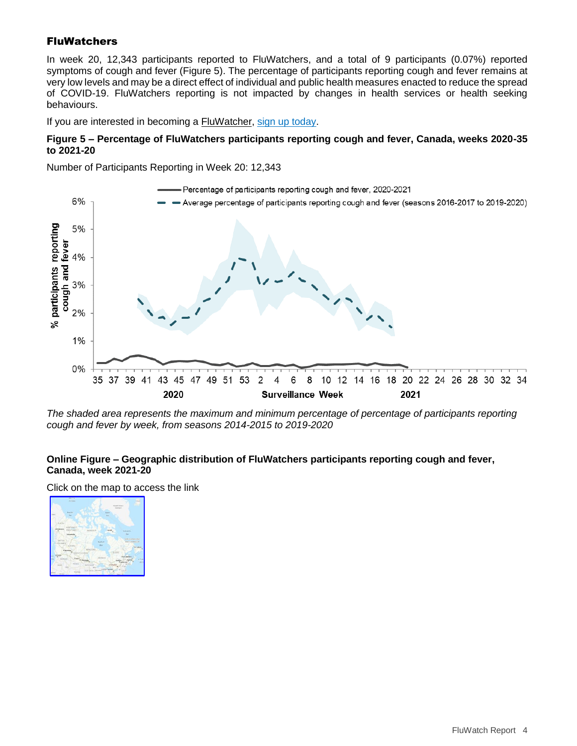## FluWatchers

In week 20, 12,343 participants reported to FluWatchers, and a total of 9 participants (0.07%) reported symptoms of cough and fever (Figure 5). The percentage of participants reporting cough and fever remains at very low levels and may be a direct effect of individual and public health measures enacted to reduce the spread of COVID-19. FluWatchers reporting is not impacted by changes in health services or health seeking behaviours.

If you are interested in becoming a FluWatcher, sign up today.

**Figure 5 – Percentage of FluWatchers participants reporting cough and fever, Canada, weeks 2020-35 to 2021-20**

Number of Participants Reporting in Week 20: 12,343

*The shaded area represents the maximum and minimum percentage of percentage of participants reporting cough and fever by week, from seasons 2014-2015 to 2019-2020*

**Online Figure – Geographic distribution of FluWatchers participants reporting cough and fever, Canada, week 2021-20**

Click on the map to access the link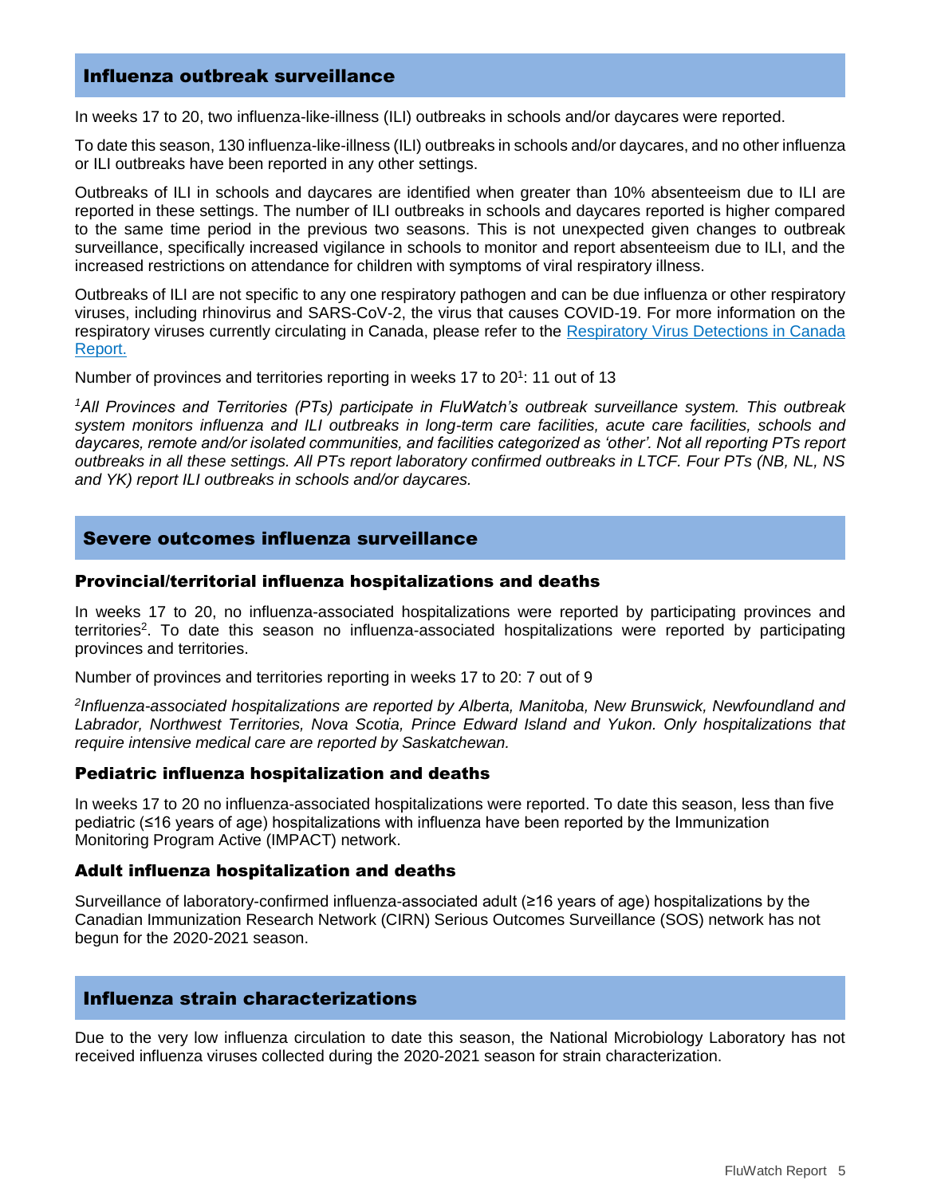## Influenza outbreak surveillance

In weeks 17 to 20, two influenza-like-illness (ILI) outbreaks in schools and/or daycares were reported.

To date this season, 130 influenza-like-illness (ILI) outbreaks in schools and/or daycares, and no other influenza or ILI outbreaks have been reported in any other settings.

Outbreaks of ILI in schools and daycares are identified when greater than 10% absenteeism due to ILI are reported in these settings. The number of ILI outbreaks in schools and daycares reported is higher compared to the same time period in the previous two seasons. This is not unexpected given changes to outbreak surveillance, specifically increased vigilance in schools to monitor and report absenteeism due to ILI, and the increased restrictions on attendance for children with symptoms of viral respiratory illness.

Outbreaks of ILI are not specific to any one respiratory pathogen and can be due influenza or other respiratory viruses, including rhinovirus and SARS-CoV-2, the virus that causes COVID-19. For more information on the respiratory viruses currently circulating in Canada, please refer to the [Respiratory Virus Detections in Canada Report.]

Number of provinces and territories reporting in weeks 17 to 20[1]: 11 out of 13

*[1]All Provinces and Territories (PTs) participate in FluWatch's outbreak surveillance system. This outbreak system monitors influenza and ILI outbreaks in long-term care facilities, acute care facilities, schools and daycares, remote and/or isolated communities, and facilities categorized as 'other'. Not all reporting PTs report outbreaks in all these settings. All PTs report laboratory confirmed outbreaks in LTCF. Four PTs (NB, NL, NS and YK) report ILI outbreaks in schools and/or daycares.*

## Severe outcomes influenza surveillance

### Provincial/territorial influenza hospitalizations and deaths

In weeks 17 to 20, no influenza-associated hospitalizations were reported by participating provinces and territories[2]. To date this season no influenza-associated hospitalizations were reported by participating provinces and territories.

Number of provinces and territories reporting in weeks 17 to 20: 7 out of 9

*[2]Influenza-associated hospitalizations are reported by Alberta, Manitoba, New Brunswick, Newfoundland and Labrador, Northwest Territories, Nova Scotia, Prince Edward Island and Yukon. Only hospitalizations that require intensive medical care are reported by Saskatchewan.*

### Pediatric influenza hospitalization and deaths

In weeks 17 to 20 no influenza-associated hospitalizations were reported. To date this season, less than five pediatric (≤16 years of age) hospitalizations with influenza have been reported by the Immunization Monitoring Program Active (IMPACT) network.

### Adult influenza hospitalization and deaths

Surveillance of laboratory-confirmed influenza-associated adult (≥16 years of age) hospitalizations by the Canadian Immunization Research Network (CIRN) Serious Outcomes Surveillance (SOS) network has not begun for the 2020-2021 season.

## Influenza strain characterizations

Due to the very low influenza circulation to date this season, the National Microbiology Laboratory has not received influenza viruses collected during the 2020-2021 season for strain characterization.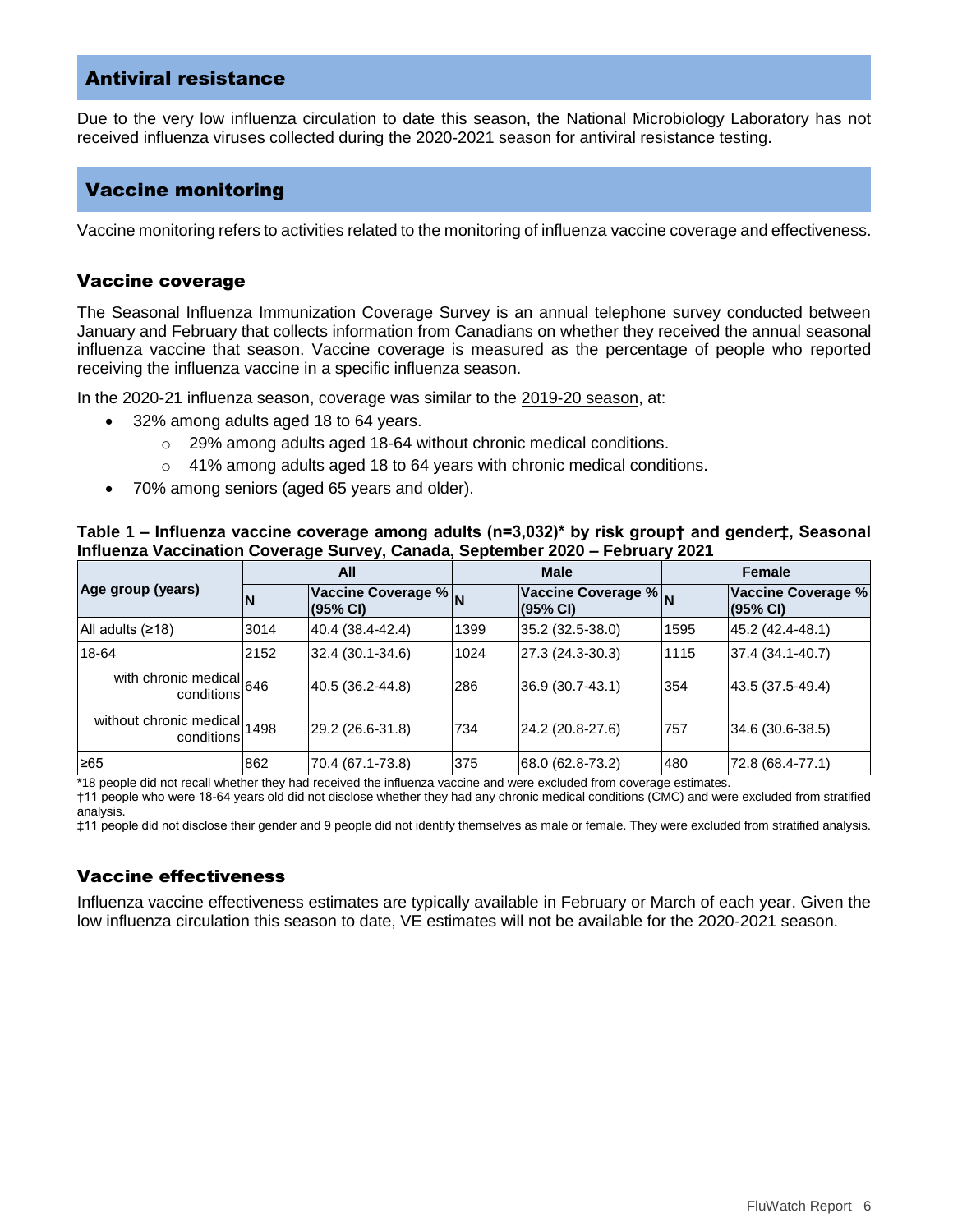## Antiviral resistance

Due to the very low influenza circulation to date this season, the National Microbiology Laboratory has not received influenza viruses collected during the 2020-2021 season for antiviral resistance testing.

## Vaccine monitoring

Vaccine monitoring refers to activities related to the monitoring of influenza vaccine coverage and effectiveness.

### Vaccine coverage

The Seasonal Influenza Immunization Coverage Survey is an annual telephone survey conducted between January and February that collects information from Canadians on whether they received the annual seasonal influenza vaccine that season. Vaccine coverage is measured as the percentage of people who reported receiving the influenza vaccine in a specific influenza season.

In the 2020-21 influenza season, coverage was similar to the 2019-20 season, at:

- 32% among adults aged 18 to 64 years.
    - 29% among adults aged 18-64 without chronic medical conditions.
    - 41% among adults aged 18 to 64 years with chronic medical conditions.
- 70% among seniors (aged 65 years and older).

**Table 1 – Influenza vaccine coverage among adults (n=3,032)* by risk group† and gender‡, Seasonal Influenza Vaccination Coverage Survey, Canada, September 2020 – February 2021**

| Age group (years) | All | | Male | | Female | |
|---|---|---|---|---|---|---|
| | N | Vaccine Coverage % (95% CI) | N | Vaccine Coverage % (95% CI) | N | Vaccine Coverage % (95% CI) |
| All adults (≥18) | 3014 | 40.4 (38.4-42.4) | 1399 | 35.2 (32.5-38.0) | 1595 | 45.2 (42.4-48.1) |
| 18-64 | 2152 | 32.4 (30.1-34.6) | 1024 | 27.3 (24.3-30.3) | 1115 | 37.4 (34.1-40.7) |
| with chronic medical conditions | 646 | 40.5 (36.2-44.8) | 286 | 36.9 (30.7-43.1) | 354 | 43.5 (37.5-49.4) |
| without chronic medical conditions | 1498 | 29.2 (26.6-31.8) | 734 | 24.2 (20.8-27.6) | 757 | 34.6 (30.6-38.5) |
| ≥65 | 862 | 70.4 (67.1-73.8) | 375 | 68.0 (62.8-73.2) | 480 | 72.8 (68.4-77.1) |

*18 people did not recall whether they had received the influenza vaccine and were excluded from coverage estimates.
†11 people who were 18-64 years old did not disclose whether they had any chronic medical conditions (CMC) and were excluded from stratified analysis.
‡11 people did not disclose their gender and 9 people did not identify themselves as male or female. They were excluded from stratified analysis.

### Vaccine effectiveness

Influenza vaccine effectiveness estimates are typically available in February or March of each year. Given the low influenza circulation this season to date, VE estimates will not be available for the 2020-2021 season.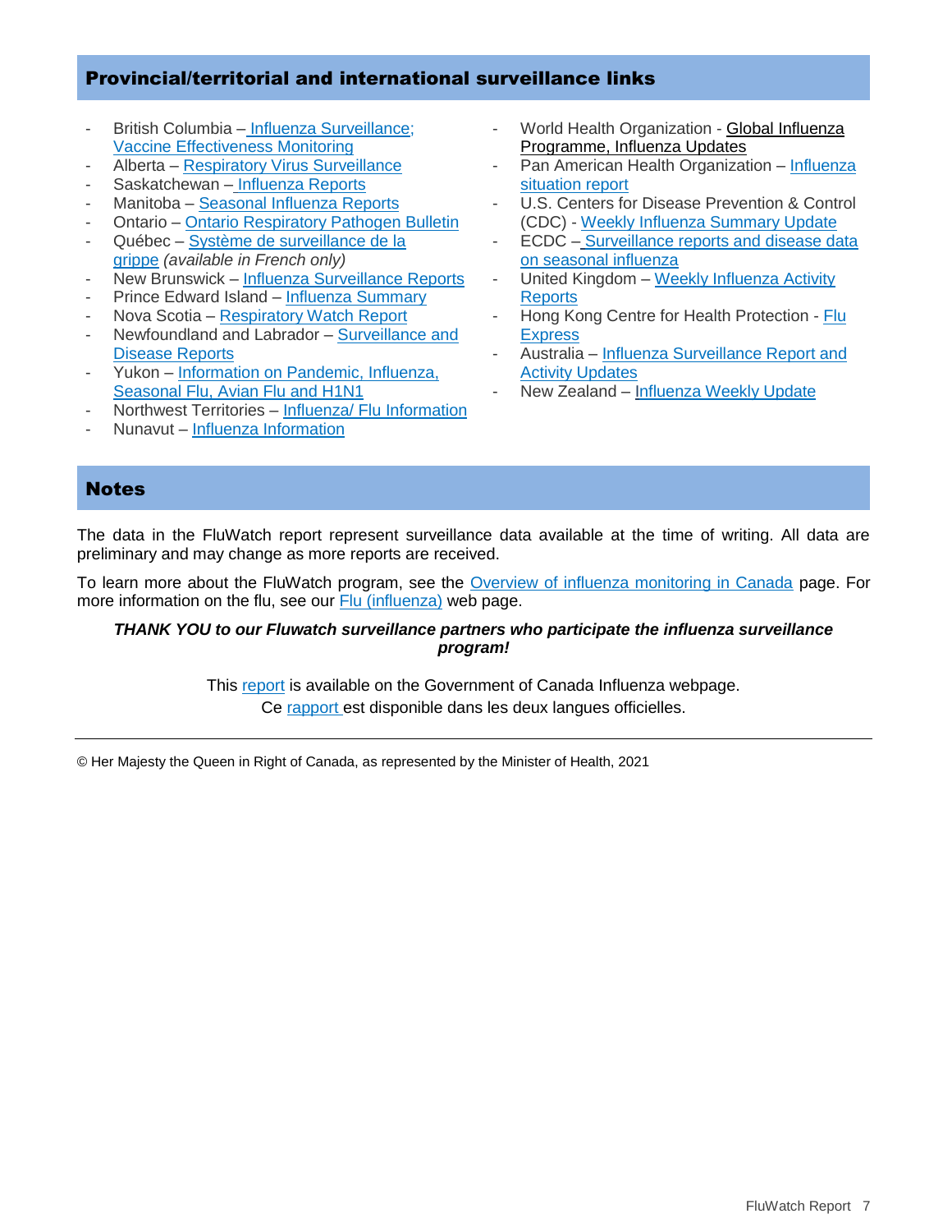## Provincial/territorial and international surveillance links

- British Columbia – Influenza Surveillance; Vaccine Effectiveness Monitoring
- Alberta – Respiratory Virus Surveillance
- Saskatchewan – Influenza Reports
- Manitoba – Seasonal Influenza Reports
- Ontario – Ontario Respiratory Pathogen Bulletin
- Québec – Système de surveillance de la grippe *(available in French only)*
- New Brunswick – Influenza Surveillance Reports
- Prince Edward Island – Influenza Summary
- Nova Scotia – Respiratory Watch Report
- Newfoundland and Labrador – Surveillance and Disease Reports
- Yukon – Information on Pandemic, Influenza, Seasonal Flu, Avian Flu and H1N1
- Northwest Territories – Influenza/ Flu Information
- Nunavut – Influenza Information
- World Health Organization - Global Influenza Programme, Influenza Updates
- Pan American Health Organization – Influenza situation report
- U.S. Centers for Disease Prevention & Control (CDC) - Weekly Influenza Summary Update
- ECDC – Surveillance reports and disease data on seasonal influenza
- United Kingdom – Weekly Influenza Activity Reports
- Hong Kong Centre for Health Protection - Flu Express
- Australia – Influenza Surveillance Report and Activity Updates
- New Zealand – Influenza Weekly Update

## Notes

The data in the FluWatch report represent surveillance data available at the time of writing. All data are preliminary and may change as more reports are received.

To learn more about the FluWatch program, see the Overview of influenza monitoring in Canada page. For more information on the flu, see our Flu (influenza) web page.

***THANK YOU to our Fluwatch surveillance partners who participate the influenza surveillance program!***

This report is available on the Government of Canada Influenza webpage.
Ce rapport est disponible dans les deux langues officielles.

---

© Her Majesty the Queen in Right of Canada, as represented by the Minister of Health, 2021